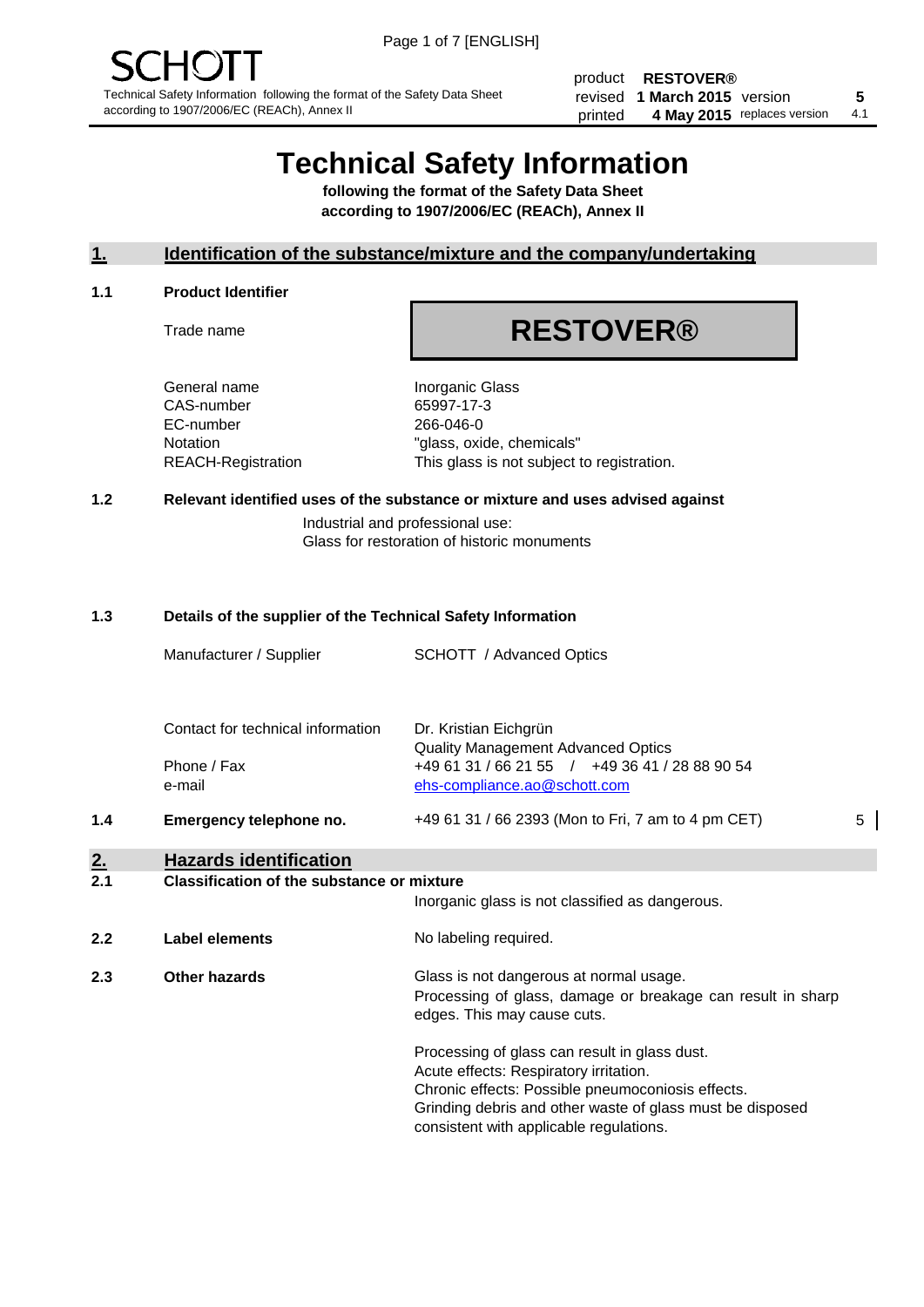SCHOTT

Technical Safety Information following the format of the Safety Data Sheet according to 1907/2006/EC (REACh), Annex II

| product | **RESTOVER®** | | |
|---|---|---|---|
| revised | **1 March 2015** | version | **5** |
| printed | **4 May 2015** | replaces version | 4.1 |

# Technical Safety Information

**following the format of the Safety Data Sheet according to 1907/2006/EC (REACh), Annex II**

## 1. Identification of the substance/mixture and the company/undertaking

### 1.1 Product Identifier

| | |
|---|---|
| Trade name | **RESTOVER®** |
| General name | Inorganic Glass |
| CAS-number | 65997-17-3 |
| EC-number | 266-046-0 |
| Notation | "glass, oxide, chemicals" |
| REACH-Registration | This glass is not subject to registration. |

### 1.2 Relevant identified uses of the substance or mixture and uses advised against

Industrial and professional use:
Glass for restoration of historic monuments

### 1.3 Details of the supplier of the Technical Safety Information

| | |
|---|---|
| Manufacturer / Supplier | SCHOTT / Advanced Optics |
| Contact for technical information | Dr. Kristian Eichgrün<br>Quality Management Advanced Optics |
| Phone / Fax | +49 61 31 / 66 21 55 / +49 36 41 / 28 88 90 54 |
| e-mail | ehs-compliance.ao@schott.com |

### 1.4 Emergency telephone no.

+49 61 31 / 66 2393 (Mon to Fri, 7 am to 4 pm CET)

## 2. Hazards identification

### 2.1 Classification of the substance or mixture

Inorganic glass is not classified as dangerous.

### 2.2 Label elements

No labeling required.

### 2.3 Other hazards

Glass is not dangerous at normal usage.
Processing of glass, damage or breakage can result in sharp edges. This may cause cuts.

Processing of glass can result in glass dust.
Acute effects: Respiratory irritation.
Chronic effects: Possible pneumoconiosis effects.
Grinding debris and other waste of glass must be disposed consistent with applicable regulations.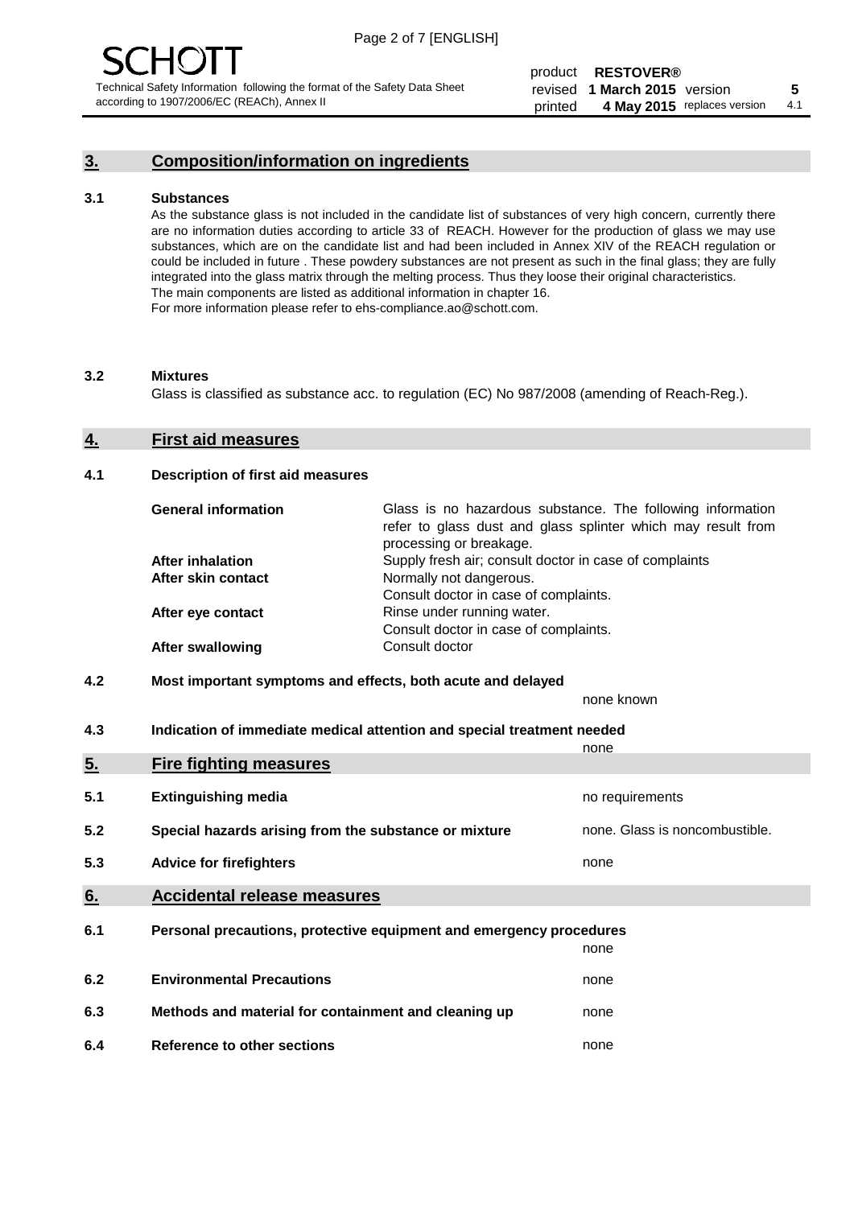## 3. Composition/information on ingredients

### 3.1 Substances

As the substance glass is not included in the candidate list of substances of very high concern, currently there are no information duties according to article 33 of REACH. However for the production of glass we may use substances, which are on the candidate list and had been included in Annex XIV of the REACH regulation or could be included in future . These powdery substances are not present as such in the final glass; they are fully integrated into the glass matrix through the melting process. Thus they loose their original characteristics. The main components are listed as additional information in chapter 16.
For more information please refer to ehs-compliance.ao@schott.com.

### 3.2 Mixtures

Glass is classified as substance acc. to regulation (EC) No 987/2008 (amending of Reach-Reg.).

## 4. First aid measures

### 4.1 Description of first aid measures

| | |
|---|---|
| **General information** | Glass is no hazardous substance. The following information refer to glass dust and glass splinter which may result from processing or breakage. |
| **After inhalation** | Supply fresh air; consult doctor in case of complaints |
| **After skin contact** | Normally not dangerous. Consult doctor in case of complaints. |
| **After eye contact** | Rinse under running water. Consult doctor in case of complaints. |
| **After swallowing** | Consult doctor |

### 4.2 Most important symptoms and effects, both acute and delayed

none known

### 4.3 Indication of immediate medical attention and special treatment needed

none

## 5. Fire fighting measures

| | | |
|---|---|---|
| **5.1** | **Extinguishing media** | no requirements |
| **5.2** | **Special hazards arising from the substance or mixture** | none. Glass is noncombustible. |
| **5.3** | **Advice for firefighters** | none |

## 6. Accidental release measures

| | | |
|---|---|---|
| **6.1** | **Personal precautions, protective equipment and emergency procedures** | none |
| **6.2** | **Environmental Precautions** | none |
| **6.3** | **Methods and material for containment and cleaning up** | none |
| **6.4** | **Reference to other sections** | none |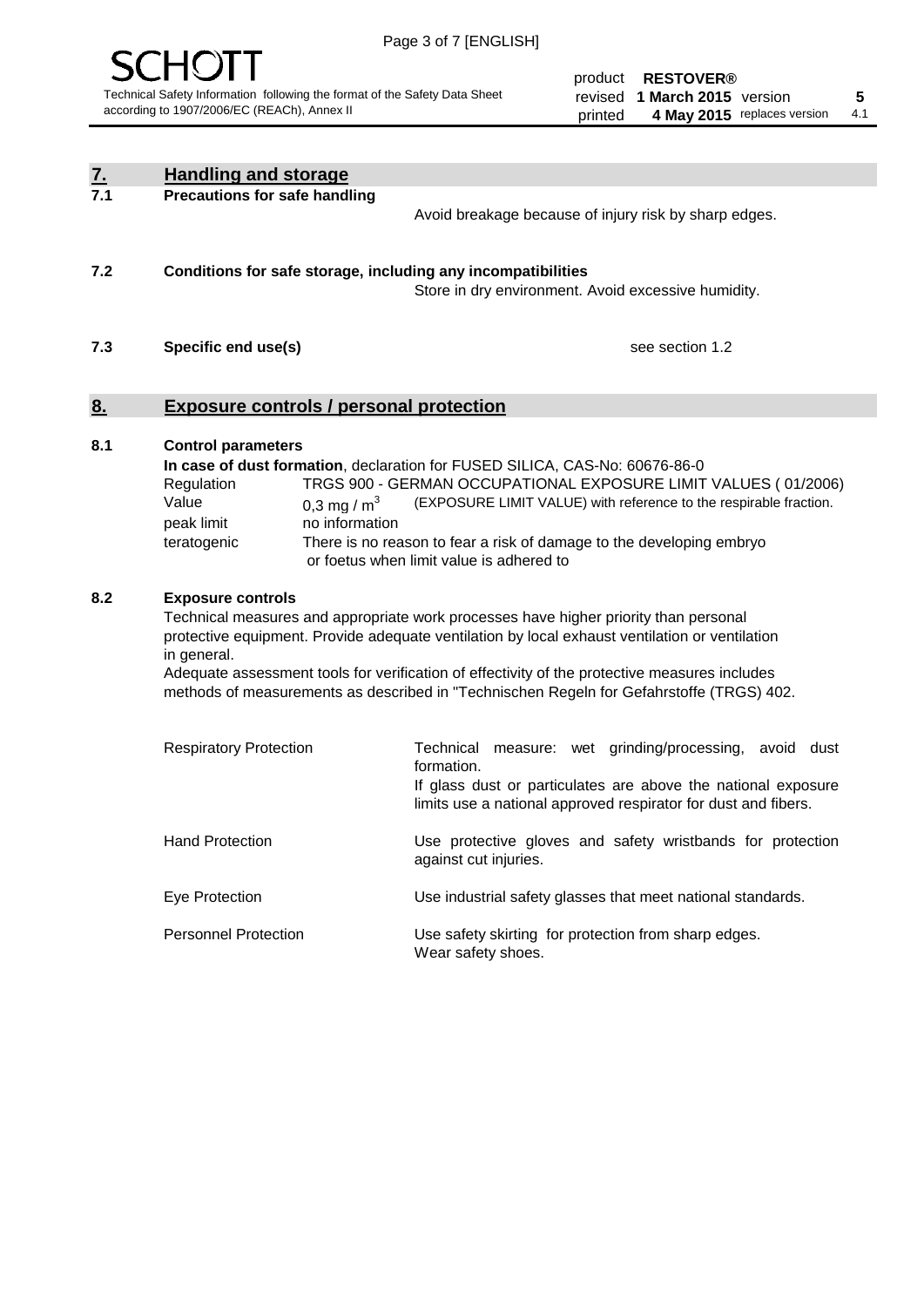## 7. Handling and storage

**7.1 Precautions for safe handling**

Avoid breakage because of injury risk by sharp edges.

**7.2 Conditions for safe storage, including any incompatibilities**

Store in dry environment. Avoid excessive humidity.

**7.3 Specific end use(s)**

see section 1.2

## 8. Exposure controls / personal protection

**8.1 Control parameters**

**In case of dust formation**, declaration for FUSED SILICA, CAS-No: 60676-86-0

| | |
|---|---|
| Regulation | TRGS 900 - GERMAN OCCUPATIONAL EXPOSURE LIMIT VALUES ( 01/2006) |
| Value | 0,3 mg / m$^3$ (EXPOSURE LIMIT VALUE) with reference to the respirable fraction. |
| peak limit | no information |
| teratogenic | There is no reason to fear a risk of damage to the developing embryo or foetus when limit value is adhered to |

**8.2 Exposure controls**

Technical measures and appropriate work processes have higher priority than personal protective equipment. Provide adequate ventilation by local exhaust ventilation or ventilation in general.
Adequate assessment tools for verification of effectivity of the protective measures includes methods of measurements as described in "Technischen Regeln for Gefahrstoffe (TRGS) 402.

| | |
|---|---|
| Respiratory Protection | Technical measure: wet grinding/processing, avoid dust formation. If glass dust or particulates are above the national exposure limits use a national approved respirator for dust and fibers. |
| Hand Protection | Use protective gloves and safety wristbands for protection against cut injuries. |
| Eye Protection | Use industrial safety glasses that meet national standards. |
| Personnel Protection | Use safety skirting for protection from sharp edges. Wear safety shoes. |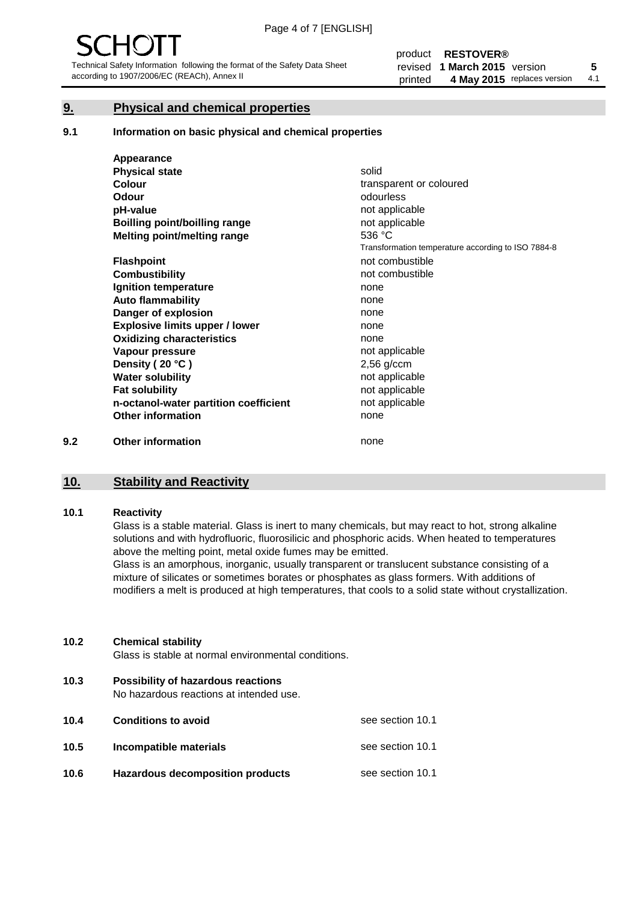## 9. Physical and chemical properties

### 9.1 Information on basic physical and chemical properties

| Property | Value |
|---|---|
| **Appearance** | |
| **Physical state** | solid |
| **Colour** | transparent or coloured |
| **Odour** | odourless |
| **pH-value** | not applicable |
| **Boilling point/boilling range** | not applicable |
| **Melting point/melting range** | 536 °C<br>Transformation temperature according to ISO 7884-8 |
| **Flashpoint** | not combustible |
| **Combustibility** | not combustible |
| **Ignition temperature** | none |
| **Auto flammability** | none |
| **Danger of explosion** | none |
| **Explosive limits upper / lower** | none |
| **Oxidizing characteristics** | none |
| **Vapour pressure** | not applicable |
| **Density ( 20 °C )** | 2,56 g/ccm |
| **Water solubility** | not applicable |
| **Fat solubility** | not applicable |
| **n-octanol-water partition coefficient** | not applicable |
| **Other information** | none |

### 9.2 Other information

none

## 10. Stability and Reactivity

### 10.1 Reactivity

Glass is a stable material. Glass is inert to many chemicals, but may react to hot, strong alkaline solutions and with hydrofluoric, fluorosilicic and phosphoric acids. When heated to temperatures above the melting point, metal oxide fumes may be emitted.

Glass is an amorphous, inorganic, usually transparent or translucent substance consisting of a mixture of silicates or sometimes borates or phosphates as glass formers. With additions of modifiers a melt is produced at high temperatures, that cools to a solid state without crystallization.

### 10.2 Chemical stability

Glass is stable at normal environmental conditions.

### 10.3 Possibility of hazardous reactions

No hazardous reactions at intended use.

### 10.4 Conditions to avoid

see section 10.1

### 10.5 Incompatible materials

see section 10.1

### 10.6 Hazardous decomposition products

see section 10.1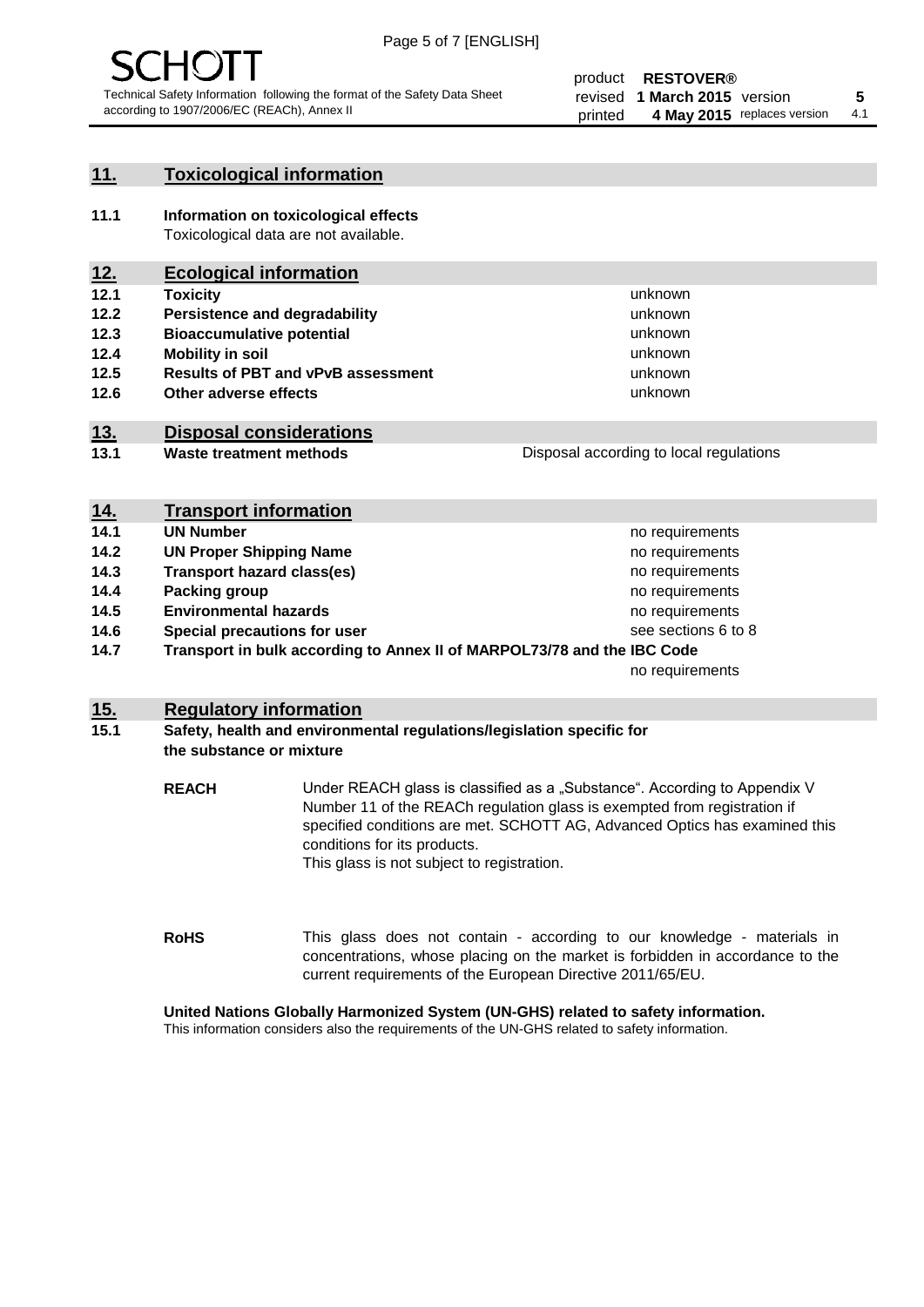## 11. Toxicological information

**11.1 Information on toxicological effects**

Toxicological data are not available.

## 12. Ecological information

| | | |
|---|---|---|
| **12.1** | **Toxicity** | unknown |
| **12.2** | **Persistence and degradability** | unknown |
| **12.3** | **Bioaccumulative potential** | unknown |
| **12.4** | **Mobility in soil** | unknown |
| **12.5** | **Results of PBT and vPvB assessment** | unknown |
| **12.6** | **Other adverse effects** | unknown |

## 13. Disposal considerations

| | | |
|---|---|---|
| **13.1** | **Waste treatment methods** | Disposal according to local regulations |

## 14. Transport information

| | | |
|---|---|---|
| **14.1** | **UN Number** | no requirements |
| **14.2** | **UN Proper Shipping Name** | no requirements |
| **14.3** | **Transport hazard class(es)** | no requirements |
| **14.4** | **Packing group** | no requirements |
| **14.5** | **Environmental hazards** | no requirements |
| **14.6** | **Special precautions for user** | see sections 6 to 8 |
| **14.7** | **Transport in bulk according to Annex II of MARPOL73/78 and the IBC Code** | no requirements |

## 15. Regulatory information

**15.1 Safety, health and environmental regulations/legislation specific for the substance or mixture**

**REACH**

Under REACH glass is classified as a „Substance". According to Appendix V Number 11 of the REACh regulation glass is exempted from registration if specified conditions are met. SCHOTT AG, Advanced Optics has examined this conditions for its products.
This glass is not subject to registration.

**RoHS**

This glass does not contain - according to our knowledge - materials in concentrations, whose placing on the market is forbidden in accordance to the current requirements of the European Directive 2011/65/EU.

**United Nations Globally Harmonized System (UN-GHS) related to safety information.**

This information considers also the requirements of the UN-GHS related to safety information.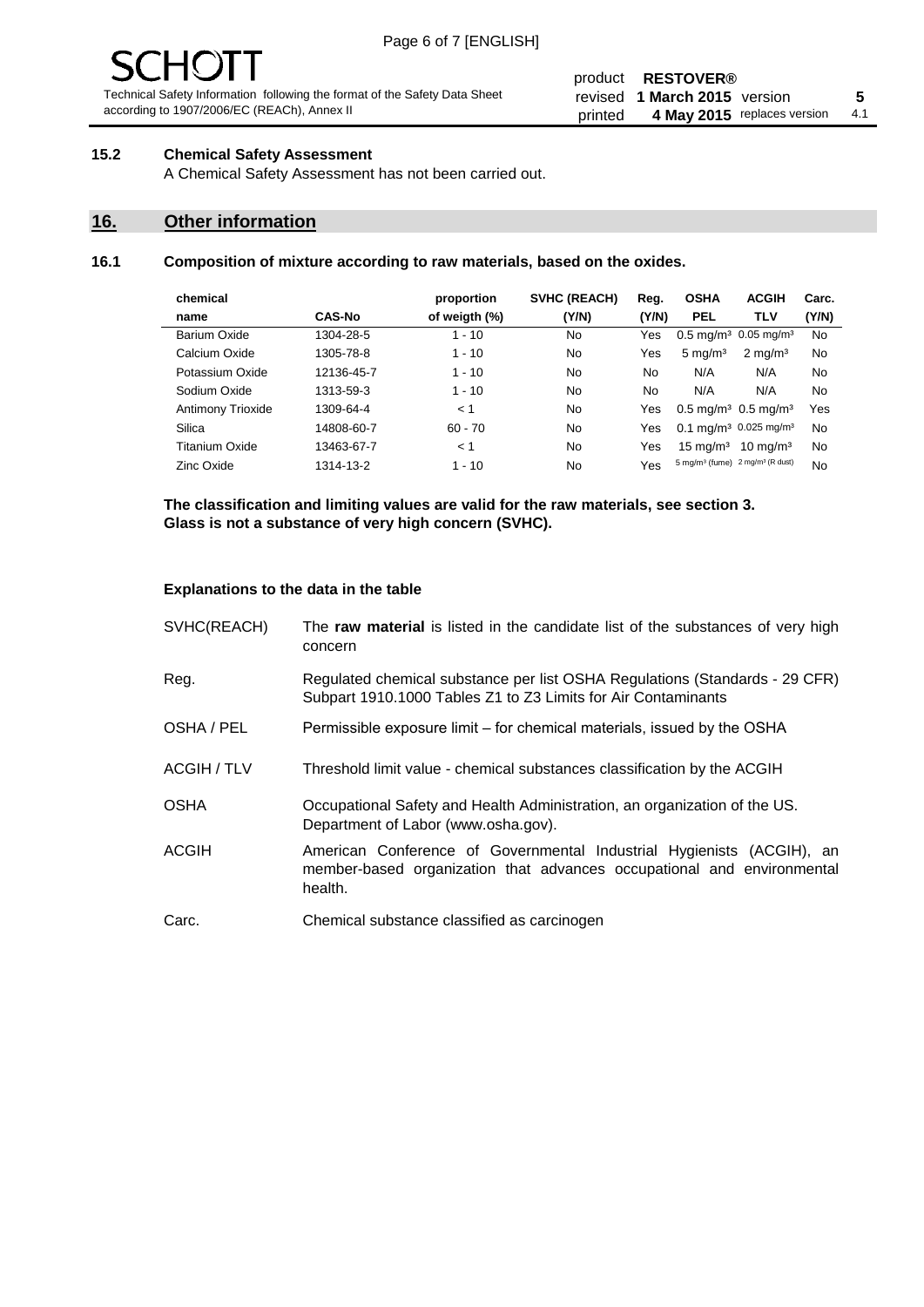### 15.2 Chemical Safety Assessment

A Chemical Safety Assessment has not been carried out.

## 16. Other information

### 16.1 Composition of mixture according to raw materials, based on the oxides.

| chemical name | CAS-No | proportion of weigth (%) | SVHC (REACH) (Y/N) | Reg. (Y/N) | OSHA PEL | ACGIH TLV | Carc. (Y/N) |
|---|---|---|---|---|---|---|---|
| Barium Oxide | 1304-28-5 | 1 - 10 | No | Yes | 0.5 mg/m³ | 0.05 mg/m³ | No |
| Calcium Oxide | 1305-78-8 | 1 - 10 | No | Yes | 5 mg/m³ | 2 mg/m³ | No |
| Potassium Oxide | 12136-45-7 | 1 - 10 | No | No | N/A | N/A | No |
| Sodium Oxide | 1313-59-3 | 1 - 10 | No | No | N/A | N/A | No |
| Antimony Trioxide | 1309-64-4 | < 1 | No | Yes | 0.5 mg/m³ | 0.5 mg/m³ | Yes |
| Silica | 14808-60-7 | 60 - 70 | No | Yes | 0.1 mg/m³ | 0.025 mg/m³ | No |
| Titanium Oxide | 13463-67-7 | < 1 | No | Yes | 15 mg/m³ | 10 mg/m³ | No |
| Zinc Oxide | 1314-13-2 | 1 - 10 | No | Yes | 5 mg/m³ (fume) | 2 mg/m³ (R dust) | No |

**The classification and limiting values are valid for the raw materials, see section 3.**
**Glass is not a substance of very high concern (SVHC).**

**Explanations to the data in the table**

| | |
|---|---|
| SVHC(REACH) | The **raw material** is listed in the candidate list of the substances of very high concern |
| Reg. | Regulated chemical substance per list OSHA Regulations (Standards - 29 CFR) Subpart 1910.1000 Tables Z1 to Z3 Limits for Air Contaminants |
| OSHA / PEL | Permissible exposure limit – for chemical materials, issued by the OSHA |
| ACGIH / TLV | Threshold limit value - chemical substances classification by the ACGIH |
| OSHA | Occupational Safety and Health Administration, an organization of the US. Department of Labor (www.osha.gov). |
| ACGIH | American Conference of Governmental Industrial Hygienists (ACGIH), an member-based organization that advances occupational and environmental health. |
| Carc. | Chemical substance classified as carcinogen |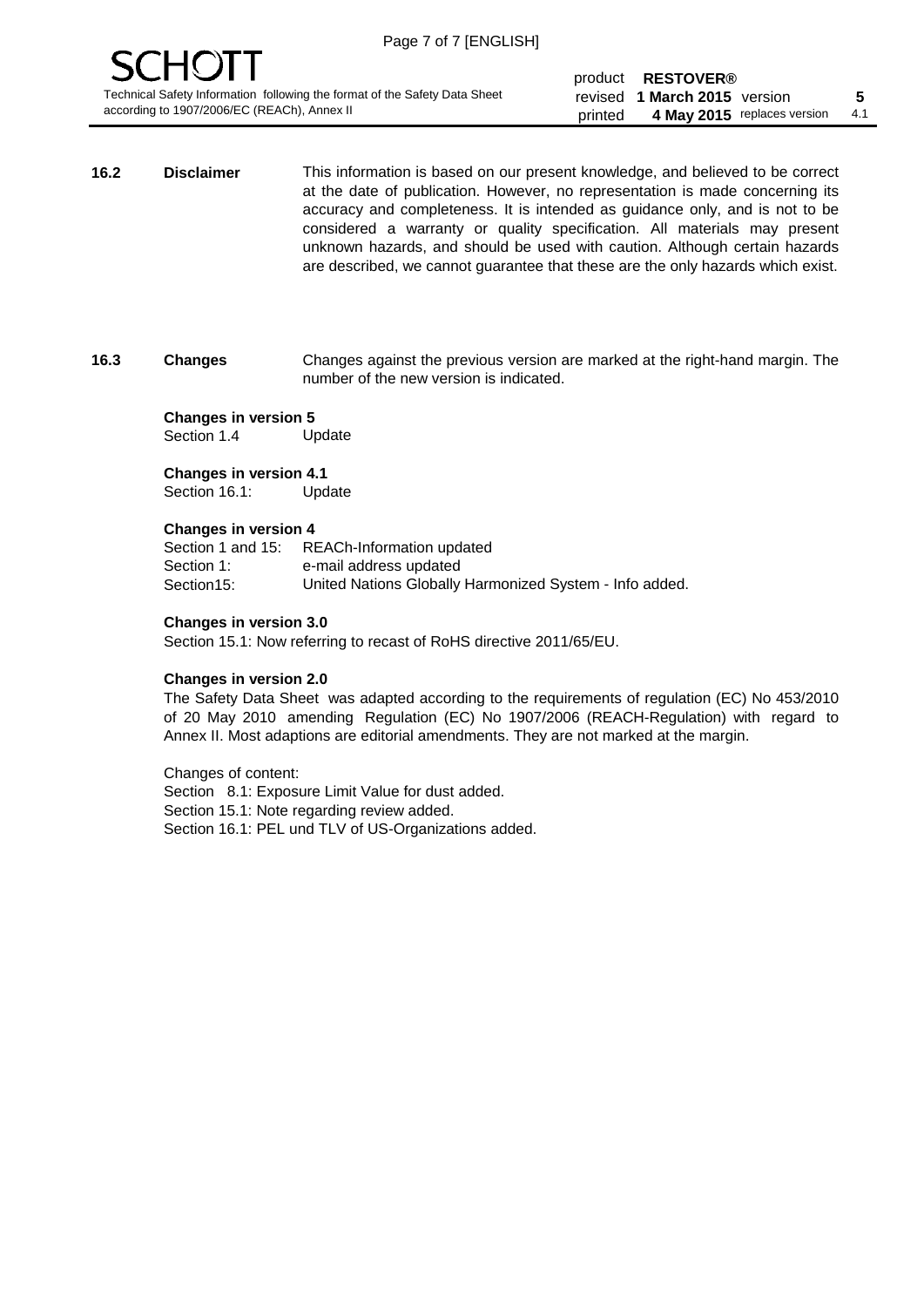**16.2 Disclaimer**

This information is based on our present knowledge, and believed to be correct at the date of publication. However, no representation is made concerning its accuracy and completeness. It is intended as guidance only, and is not to be considered a warranty or quality specification. All materials may present unknown hazards, and should be used with caution. Although certain hazards are described, we cannot guarantee that these are the only hazards which exist.

**16.3 Changes**

Changes against the previous version are marked at the right-hand margin. The number of the new version is indicated.

**Changes in version 5**

Section 1.4 Update

**Changes in version 4.1**

Section 16.1: Update

**Changes in version 4**

Section 1 and 15: REACh-Information updated
Section 1: e-mail address updated
Section15: United Nations Globally Harmonized System - Info added.

**Changes in version 3.0**

Section 15.1: Now referring to recast of RoHS directive 2011/65/EU.

**Changes in version 2.0**

The Safety Data Sheet was adapted according to the requirements of regulation (EC) No 453/2010 of 20 May 2010 amending Regulation (EC) No 1907/2006 (REACH-Regulation) with regard to Annex II. Most adaptions are editorial amendments. They are not marked at the margin.

Changes of content:
Section 8.1: Exposure Limit Value for dust added.
Section 15.1: Note regarding review added.
Section 16.1: PEL und TLV of US-Organizations added.